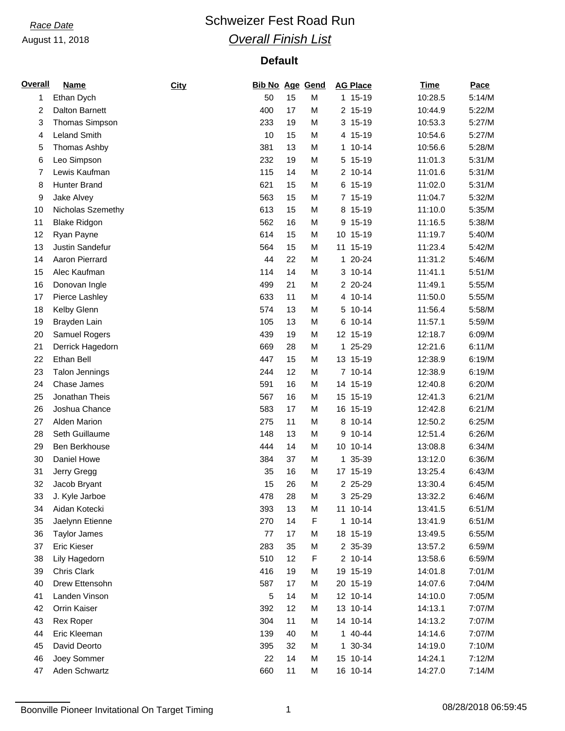*Race Date*

August 11, 2018

# Schweizer Fest Road Run

## *Overall Finish List*

### Default

| Overall | Name | City | Bib No | Age | Gend | AG Place | Time | Pace |
|---|---|---|---|---|---|---|---|---|
| 1 | Ethan Dych | | 50 | 15 | M | 1 15-19 | 10:28.5 | 5:14/M |
| 2 | Dalton Barnett | | 400 | 17 | M | 2 15-19 | 10:44.9 | 5:22/M |
| 3 | Thomas Simpson | | 233 | 19 | M | 3 15-19 | 10:53.3 | 5:27/M |
| 4 | Leland Smith | | 10 | 15 | M | 4 15-19 | 10:54.6 | 5:27/M |
| 5 | Thomas Ashby | | 381 | 13 | M | 1 10-14 | 10:56.6 | 5:28/M |
| 6 | Leo Simpson | | 232 | 19 | M | 5 15-19 | 11:01.3 | 5:31/M |
| 7 | Lewis Kaufman | | 115 | 14 | M | 2 10-14 | 11:01.6 | 5:31/M |
| 8 | Hunter Brand | | 621 | 15 | M | 6 15-19 | 11:02.0 | 5:31/M |
| 9 | Jake Alvey | | 563 | 15 | M | 7 15-19 | 11:04.7 | 5:32/M |
| 10 | Nicholas Szemethy | | 613 | 15 | M | 8 15-19 | 11:10.0 | 5:35/M |
| 11 | Blake Ridgon | | 562 | 16 | M | 9 15-19 | 11:16.5 | 5:38/M |
| 12 | Ryan Payne | | 614 | 15 | M | 10 15-19 | 11:19.7 | 5:40/M |
| 13 | Justin Sandefur | | 564 | 15 | M | 11 15-19 | 11:23.4 | 5:42/M |
| 14 | Aaron Pierrard | | 44 | 22 | M | 1 20-24 | 11:31.2 | 5:46/M |
| 15 | Alec Kaufman | | 114 | 14 | M | 3 10-14 | 11:41.1 | 5:51/M |
| 16 | Donovan Ingle | | 499 | 21 | M | 2 20-24 | 11:49.1 | 5:55/M |
| 17 | Pierce Lashley | | 633 | 11 | M | 4 10-14 | 11:50.0 | 5:55/M |
| 18 | Kelby Glenn | | 574 | 13 | M | 5 10-14 | 11:56.4 | 5:58/M |
| 19 | Brayden Lain | | 105 | 13 | M | 6 10-14 | 11:57.1 | 5:59/M |
| 20 | Samuel Rogers | | 439 | 19 | M | 12 15-19 | 12:18.7 | 6:09/M |
| 21 | Derrick Hagedorn | | 669 | 28 | M | 1 25-29 | 12:21.6 | 6:11/M |
| 22 | Ethan Bell | | 447 | 15 | M | 13 15-19 | 12:38.9 | 6:19/M |
| 23 | Talon Jennings | | 244 | 12 | M | 7 10-14 | 12:38.9 | 6:19/M |
| 24 | Chase James | | 591 | 16 | M | 14 15-19 | 12:40.8 | 6:20/M |
| 25 | Jonathan Theis | | 567 | 16 | M | 15 15-19 | 12:41.3 | 6:21/M |
| 26 | Joshua Chance | | 583 | 17 | M | 16 15-19 | 12:42.8 | 6:21/M |
| 27 | Alden Marion | | 275 | 11 | M | 8 10-14 | 12:50.2 | 6:25/M |
| 28 | Seth Guillaume | | 148 | 13 | M | 9 10-14 | 12:51.4 | 6:26/M |
| 29 | Ben Berkhouse | | 444 | 14 | M | 10 10-14 | 13:08.8 | 6:34/M |
| 30 | Daniel Howe | | 384 | 37 | M | 1 35-39 | 13:12.0 | 6:36/M |
| 31 | Jerry Gregg | | 35 | 16 | M | 17 15-19 | 13:25.4 | 6:43/M |
| 32 | Jacob Bryant | | 15 | 26 | M | 2 25-29 | 13:30.4 | 6:45/M |
| 33 | J. Kyle Jarboe | | 478 | 28 | M | 3 25-29 | 13:32.2 | 6:46/M |
| 34 | Aidan Kotecki | | 393 | 13 | M | 11 10-14 | 13:41.5 | 6:51/M |
| 35 | Jaelynn Etienne | | 270 | 14 | F | 1 10-14 | 13:41.9 | 6:51/M |
| 36 | Taylor James | | 77 | 17 | M | 18 15-19 | 13:49.5 | 6:55/M |
| 37 | Eric Kieser | | 283 | 35 | M | 2 35-39 | 13:57.2 | 6:59/M |
| 38 | Lily Hagedorn | | 510 | 12 | F | 2 10-14 | 13:58.6 | 6:59/M |
| 39 | Chris Clark | | 416 | 19 | M | 19 15-19 | 14:01.8 | 7:01/M |
| 40 | Drew Ettensohn | | 587 | 17 | M | 20 15-19 | 14:07.6 | 7:04/M |
| 41 | Landen Vinson | | 5 | 14 | M | 12 10-14 | 14:10.0 | 7:05/M |
| 42 | Orrin Kaiser | | 392 | 12 | M | 13 10-14 | 14:13.1 | 7:07/M |
| 43 | Rex Roper | | 304 | 11 | M | 14 10-14 | 14:13.2 | 7:07/M |
| 44 | Eric Kleeman | | 139 | 40 | M | 1 40-44 | 14:14.6 | 7:07/M |
| 45 | David Deorto | | 395 | 32 | M | 1 30-34 | 14:19.0 | 7:10/M |
| 46 | Joey Sommer | | 22 | 14 | M | 15 10-14 | 14:24.1 | 7:12/M |
| 47 | Aden Schwartz | | 660 | 11 | M | 16 10-14 | 14:27.0 | 7:14/M |

Boonville Pioneer Invitational On Target Timing

08/28/2018 06:59:45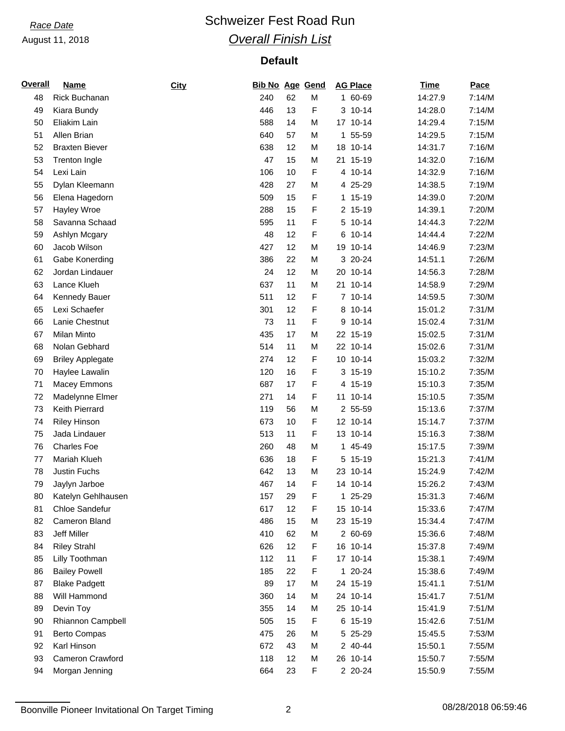*Race Date*

August 11, 2018

# Schweizer Fest Road Run

## *Overall Finish List*

### Default

| Overall | Name | City | Bib No | Age | Gend | AG Place | Time | Pace |
|---|---|---|---|---|---|---|---|---|
| 48 | Rick Buchanan | | 240 | 62 | M | 1 60-69 | 14:27.9 | 7:14/M |
| 49 | Kiara Bundy | | 446 | 13 | F | 3 10-14 | 14:28.0 | 7:14/M |
| 50 | Eliakim Lain | | 588 | 14 | M | 17 10-14 | 14:29.4 | 7:15/M |
| 51 | Allen Brian | | 640 | 57 | M | 1 55-59 | 14:29.5 | 7:15/M |
| 52 | Braxten Biever | | 638 | 12 | M | 18 10-14 | 14:31.7 | 7:16/M |
| 53 | Trenton Ingle | | 47 | 15 | M | 21 15-19 | 14:32.0 | 7:16/M |
| 54 | Lexi Lain | | 106 | 10 | F | 4 10-14 | 14:32.9 | 7:16/M |
| 55 | Dylan Kleemann | | 428 | 27 | M | 4 25-29 | 14:38.5 | 7:19/M |
| 56 | Elena Hagedorn | | 509 | 15 | F | 1 15-19 | 14:39.0 | 7:20/M |
| 57 | Hayley Wroe | | 288 | 15 | F | 2 15-19 | 14:39.1 | 7:20/M |
| 58 | Savanna Schaad | | 595 | 11 | F | 5 10-14 | 14:44.3 | 7:22/M |
| 59 | Ashlyn Mcgary | | 48 | 12 | F | 6 10-14 | 14:44.4 | 7:22/M |
| 60 | Jacob Wilson | | 427 | 12 | M | 19 10-14 | 14:46.9 | 7:23/M |
| 61 | Gabe Konerding | | 386 | 22 | M | 3 20-24 | 14:51.1 | 7:26/M |
| 62 | Jordan Lindauer | | 24 | 12 | M | 20 10-14 | 14:56.3 | 7:28/M |
| 63 | Lance Klueh | | 637 | 11 | M | 21 10-14 | 14:58.9 | 7:29/M |
| 64 | Kennedy Bauer | | 511 | 12 | F | 7 10-14 | 14:59.5 | 7:30/M |
| 65 | Lexi Schaefer | | 301 | 12 | F | 8 10-14 | 15:01.2 | 7:31/M |
| 66 | Lanie Chestnut | | 73 | 11 | F | 9 10-14 | 15:02.4 | 7:31/M |
| 67 | Milan Minto | | 435 | 17 | M | 22 15-19 | 15:02.5 | 7:31/M |
| 68 | Nolan Gebhard | | 514 | 11 | M | 22 10-14 | 15:02.6 | 7:31/M |
| 69 | Briley Applegate | | 274 | 12 | F | 10 10-14 | 15:03.2 | 7:32/M |
| 70 | Haylee Lawalin | | 120 | 16 | F | 3 15-19 | 15:10.2 | 7:35/M |
| 71 | Macey Emmons | | 687 | 17 | F | 4 15-19 | 15:10.3 | 7:35/M |
| 72 | Madelynne Elmer | | 271 | 14 | F | 11 10-14 | 15:10.5 | 7:35/M |
| 73 | Keith Pierrard | | 119 | 56 | M | 2 55-59 | 15:13.6 | 7:37/M |
| 74 | Riley Hinson | | 673 | 10 | F | 12 10-14 | 15:14.7 | 7:37/M |
| 75 | Jada Lindauer | | 513 | 11 | F | 13 10-14 | 15:16.3 | 7:38/M |
| 76 | Charles Foe | | 260 | 48 | M | 1 45-49 | 15:17.5 | 7:39/M |
| 77 | Mariah Klueh | | 636 | 18 | F | 5 15-19 | 15:21.3 | 7:41/M |
| 78 | Justin Fuchs | | 642 | 13 | M | 23 10-14 | 15:24.9 | 7:42/M |
| 79 | Jaylyn Jarboe | | 467 | 14 | F | 14 10-14 | 15:26.2 | 7:43/M |
| 80 | Katelyn Gehlhausen | | 157 | 29 | F | 1 25-29 | 15:31.3 | 7:46/M |
| 81 | Chloe Sandefur | | 617 | 12 | F | 15 10-14 | 15:33.6 | 7:47/M |
| 82 | Cameron Bland | | 486 | 15 | M | 23 15-19 | 15:34.4 | 7:47/M |
| 83 | Jeff Miller | | 410 | 62 | M | 2 60-69 | 15:36.6 | 7:48/M |
| 84 | Riley Strahl | | 626 | 12 | F | 16 10-14 | 15:37.8 | 7:49/M |
| 85 | Lilly Toothman | | 112 | 11 | F | 17 10-14 | 15:38.1 | 7:49/M |
| 86 | Bailey Powell | | 185 | 22 | F | 1 20-24 | 15:38.6 | 7:49/M |
| 87 | Blake Padgett | | 89 | 17 | M | 24 15-19 | 15:41.1 | 7:51/M |
| 88 | Will Hammond | | 360 | 14 | M | 24 10-14 | 15:41.7 | 7:51/M |
| 89 | Devin Toy | | 355 | 14 | M | 25 10-14 | 15:41.9 | 7:51/M |
| 90 | Rhiannon Campbell | | 505 | 15 | F | 6 15-19 | 15:42.6 | 7:51/M |
| 91 | Berto Compas | | 475 | 26 | M | 5 25-29 | 15:45.5 | 7:53/M |
| 92 | Karl Hinson | | 672 | 43 | M | 2 40-44 | 15:50.1 | 7:55/M |
| 93 | Cameron Crawford | | 118 | 12 | M | 26 10-14 | 15:50.7 | 7:55/M |
| 94 | Morgan Jenning | | 664 | 23 | F | 2 20-24 | 15:50.9 | 7:55/M |

Boonville Pioneer Invitational On Target Timing    08/28/2018 06:59:46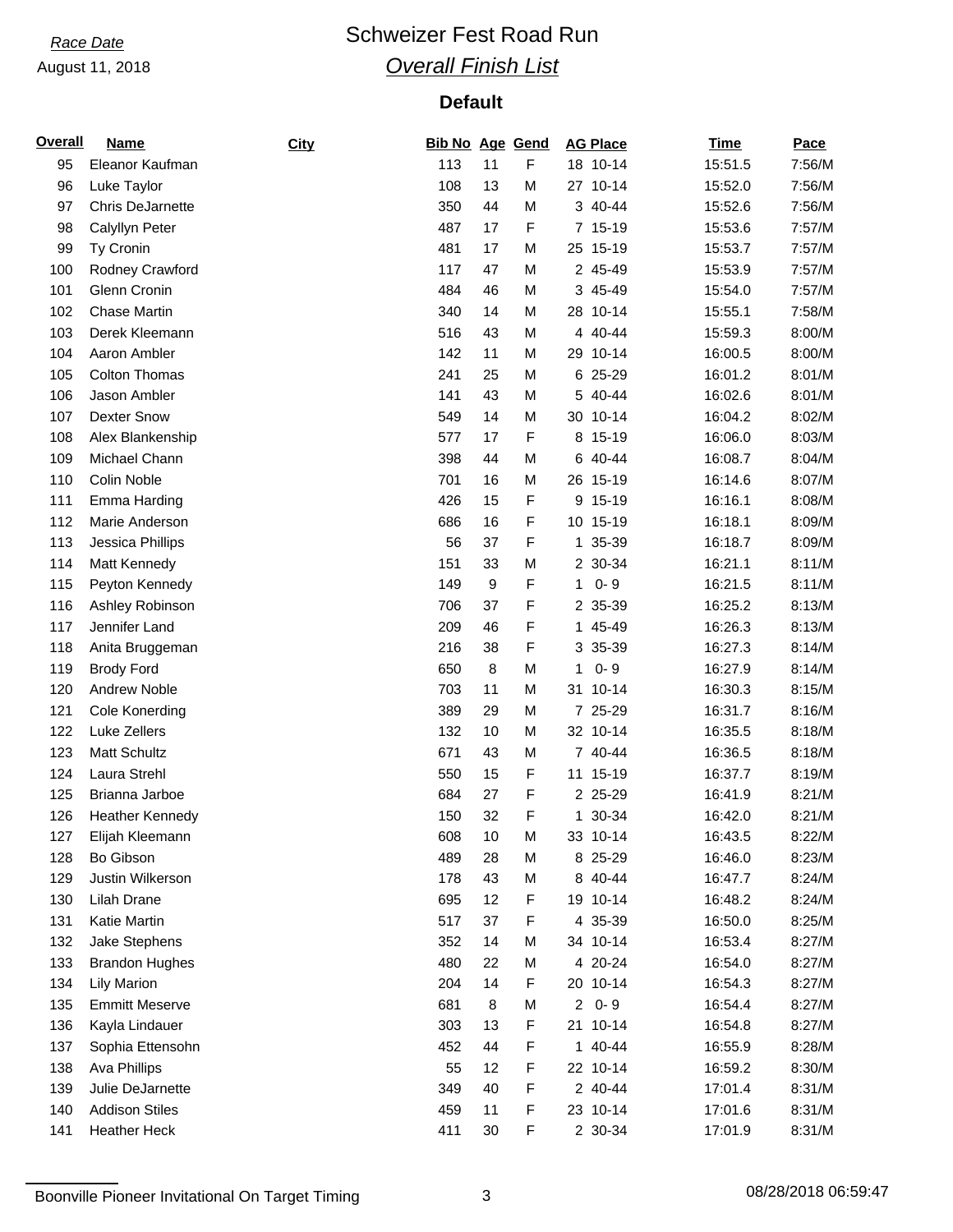*Race Date*

August 11, 2018

# Schweizer Fest Road Run

## *Overall Finish List*

### Default

| Overall | Name | City | Bib No | Age | Gend | AG Place | Time | Pace |
|---|---|---|---|---|---|---|---|---|
| 95 | Eleanor Kaufman | | 113 | 11 | F | 18 10-14 | 15:51.5 | 7:56/M |
| 96 | Luke Taylor | | 108 | 13 | M | 27 10-14 | 15:52.0 | 7:56/M |
| 97 | Chris DeJarnette | | 350 | 44 | M | 3 40-44 | 15:52.6 | 7:56/M |
| 98 | Calyllyn Peter | | 487 | 17 | F | 7 15-19 | 15:53.6 | 7:57/M |
| 99 | Ty Cronin | | 481 | 17 | M | 25 15-19 | 15:53.7 | 7:57/M |
| 100 | Rodney Crawford | | 117 | 47 | M | 2 45-49 | 15:53.9 | 7:57/M |
| 101 | Glenn Cronin | | 484 | 46 | M | 3 45-49 | 15:54.0 | 7:57/M |
| 102 | Chase Martin | | 340 | 14 | M | 28 10-14 | 15:55.1 | 7:58/M |
| 103 | Derek Kleemann | | 516 | 43 | M | 4 40-44 | 15:59.3 | 8:00/M |
| 104 | Aaron Ambler | | 142 | 11 | M | 29 10-14 | 16:00.5 | 8:00/M |
| 105 | Colton Thomas | | 241 | 25 | M | 6 25-29 | 16:01.2 | 8:01/M |
| 106 | Jason Ambler | | 141 | 43 | M | 5 40-44 | 16:02.6 | 8:01/M |
| 107 | Dexter Snow | | 549 | 14 | M | 30 10-14 | 16:04.2 | 8:02/M |
| 108 | Alex Blankenship | | 577 | 17 | F | 8 15-19 | 16:06.0 | 8:03/M |
| 109 | Michael Chann | | 398 | 44 | M | 6 40-44 | 16:08.7 | 8:04/M |
| 110 | Colin Noble | | 701 | 16 | M | 26 15-19 | 16:14.6 | 8:07/M |
| 111 | Emma Harding | | 426 | 15 | F | 9 15-19 | 16:16.1 | 8:08/M |
| 112 | Marie Anderson | | 686 | 16 | F | 10 15-19 | 16:18.1 | 8:09/M |
| 113 | Jessica Phillips | | 56 | 37 | F | 1 35-39 | 16:18.7 | 8:09/M |
| 114 | Matt Kennedy | | 151 | 33 | M | 2 30-34 | 16:21.1 | 8:11/M |
| 115 | Peyton Kennedy | | 149 | 9 | F | 1 0- 9 | 16:21.5 | 8:11/M |
| 116 | Ashley Robinson | | 706 | 37 | F | 2 35-39 | 16:25.2 | 8:13/M |
| 117 | Jennifer Land | | 209 | 46 | F | 1 45-49 | 16:26.3 | 8:13/M |
| 118 | Anita Bruggeman | | 216 | 38 | F | 3 35-39 | 16:27.3 | 8:14/M |
| 119 | Brody Ford | | 650 | 8 | M | 1 0- 9 | 16:27.9 | 8:14/M |
| 120 | Andrew Noble | | 703 | 11 | M | 31 10-14 | 16:30.3 | 8:15/M |
| 121 | Cole Konerding | | 389 | 29 | M | 7 25-29 | 16:31.7 | 8:16/M |
| 122 | Luke Zellers | | 132 | 10 | M | 32 10-14 | 16:35.5 | 8:18/M |
| 123 | Matt Schultz | | 671 | 43 | M | 7 40-44 | 16:36.5 | 8:18/M |
| 124 | Laura Strehl | | 550 | 15 | F | 11 15-19 | 16:37.7 | 8:19/M |
| 125 | Brianna Jarboe | | 684 | 27 | F | 2 25-29 | 16:41.9 | 8:21/M |
| 126 | Heather Kennedy | | 150 | 32 | F | 1 30-34 | 16:42.0 | 8:21/M |
| 127 | Elijah Kleemann | | 608 | 10 | M | 33 10-14 | 16:43.5 | 8:22/M |
| 128 | Bo Gibson | | 489 | 28 | M | 8 25-29 | 16:46.0 | 8:23/M |
| 129 | Justin Wilkerson | | 178 | 43 | M | 8 40-44 | 16:47.7 | 8:24/M |
| 130 | Lilah Drane | | 695 | 12 | F | 19 10-14 | 16:48.2 | 8:24/M |
| 131 | Katie Martin | | 517 | 37 | F | 4 35-39 | 16:50.0 | 8:25/M |
| 132 | Jake Stephens | | 352 | 14 | M | 34 10-14 | 16:53.4 | 8:27/M |
| 133 | Brandon Hughes | | 480 | 22 | M | 4 20-24 | 16:54.0 | 8:27/M |
| 134 | Lily Marion | | 204 | 14 | F | 20 10-14 | 16:54.3 | 8:27/M |
| 135 | Emmitt Meserve | | 681 | 8 | M | 2 0- 9 | 16:54.4 | 8:27/M |
| 136 | Kayla Lindauer | | 303 | 13 | F | 21 10-14 | 16:54.8 | 8:27/M |
| 137 | Sophia Ettensohn | | 452 | 44 | F | 1 40-44 | 16:55.9 | 8:28/M |
| 138 | Ava Phillips | | 55 | 12 | F | 22 10-14 | 16:59.2 | 8:30/M |
| 139 | Julie DeJarnette | | 349 | 40 | F | 2 40-44 | 17:01.4 | 8:31/M |
| 140 | Addison Stiles | | 459 | 11 | F | 23 10-14 | 17:01.6 | 8:31/M |
| 141 | Heather Heck | | 411 | 30 | F | 2 30-34 | 17:01.9 | 8:31/M |

Boonville Pioneer Invitational On Target Timing — 08/28/2018 06:59:47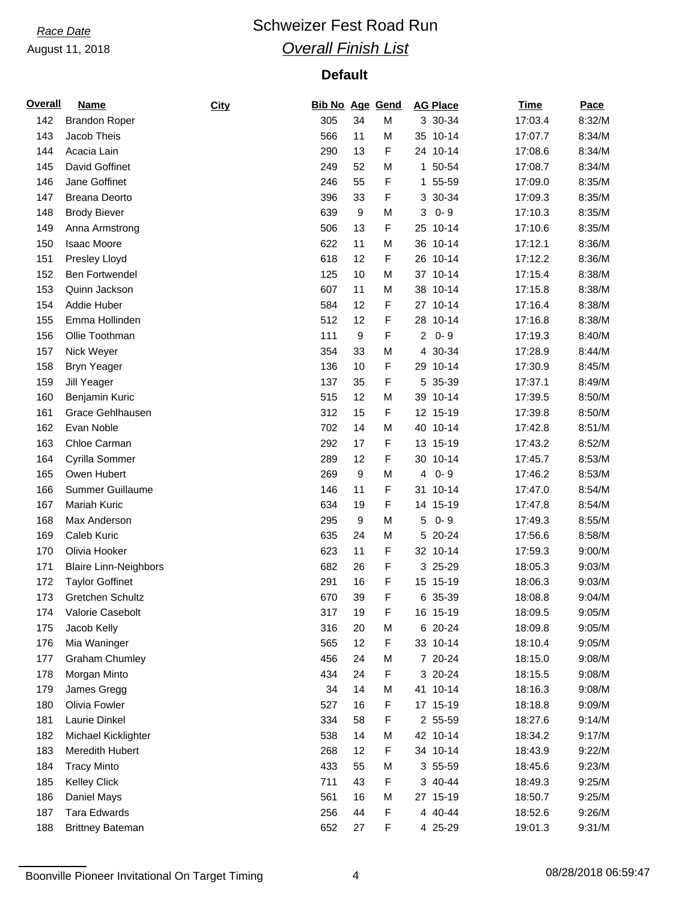*Race Date*

August 11, 2018

# Schweizer Fest Road Run

## *Overall Finish List*

### Default

| Overall | Name | City | Bib No | Age | Gend | AG Place | Time | Pace |
|---|---|---|---|---|---|---|---|---|
| 142 | Brandon Roper | | 305 | 34 | M | 3 30-34 | 17:03.4 | 8:32/M |
| 143 | Jacob Theis | | 566 | 11 | M | 35 10-14 | 17:07.7 | 8:34/M |
| 144 | Acacia Lain | | 290 | 13 | F | 24 10-14 | 17:08.6 | 8:34/M |
| 145 | David Goffinet | | 249 | 52 | M | 1 50-54 | 17:08.7 | 8:34/M |
| 146 | Jane Goffinet | | 246 | 55 | F | 1 55-59 | 17:09.0 | 8:35/M |
| 147 | Breana Deorto | | 396 | 33 | F | 3 30-34 | 17:09.3 | 8:35/M |
| 148 | Brody Biever | | 639 | 9 | M | 3 0- 9 | 17:10.3 | 8:35/M |
| 149 | Anna Armstrong | | 506 | 13 | F | 25 10-14 | 17:10.6 | 8:35/M |
| 150 | Isaac Moore | | 622 | 11 | M | 36 10-14 | 17:12.1 | 8:36/M |
| 151 | Presley Lloyd | | 618 | 12 | F | 26 10-14 | 17:12.2 | 8:36/M |
| 152 | Ben Fortwendel | | 125 | 10 | M | 37 10-14 | 17:15.4 | 8:38/M |
| 153 | Quinn Jackson | | 607 | 11 | M | 38 10-14 | 17:15.8 | 8:38/M |
| 154 | Addie Huber | | 584 | 12 | F | 27 10-14 | 17:16.4 | 8:38/M |
| 155 | Emma Hollinden | | 512 | 12 | F | 28 10-14 | 17:16.8 | 8:38/M |
| 156 | Ollie Toothman | | 111 | 9 | F | 2 0- 9 | 17:19.3 | 8:40/M |
| 157 | Nick Weyer | | 354 | 33 | M | 4 30-34 | 17:28.9 | 8:44/M |
| 158 | Bryn Yeager | | 136 | 10 | F | 29 10-14 | 17:30.9 | 8:45/M |
| 159 | Jill Yeager | | 137 | 35 | F | 5 35-39 | 17:37.1 | 8:49/M |
| 160 | Benjamin Kuric | | 515 | 12 | M | 39 10-14 | 17:39.5 | 8:50/M |
| 161 | Grace Gehlhausen | | 312 | 15 | F | 12 15-19 | 17:39.8 | 8:50/M |
| 162 | Evan Noble | | 702 | 14 | M | 40 10-14 | 17:42.8 | 8:51/M |
| 163 | Chloe Carman | | 292 | 17 | F | 13 15-19 | 17:43.2 | 8:52/M |
| 164 | Cyrilla Sommer | | 289 | 12 | F | 30 10-14 | 17:45.7 | 8:53/M |
| 165 | Owen Hubert | | 269 | 9 | M | 4 0- 9 | 17:46.2 | 8:53/M |
| 166 | Summer Guillaume | | 146 | 11 | F | 31 10-14 | 17:47.0 | 8:54/M |
| 167 | Mariah Kuric | | 634 | 19 | F | 14 15-19 | 17:47.8 | 8:54/M |
| 168 | Max Anderson | | 295 | 9 | M | 5 0- 9 | 17:49.3 | 8:55/M |
| 169 | Caleb Kuric | | 635 | 24 | M | 5 20-24 | 17:56.6 | 8:58/M |
| 170 | Olivia Hooker | | 623 | 11 | F | 32 10-14 | 17:59.3 | 9:00/M |
| 171 | Blaire Linn-Neighbors | | 682 | 26 | F | 3 25-29 | 18:05.3 | 9:03/M |
| 172 | Taylor Goffinet | | 291 | 16 | F | 15 15-19 | 18:06.3 | 9:03/M |
| 173 | Gretchen Schultz | | 670 | 39 | F | 6 35-39 | 18:08.8 | 9:04/M |
| 174 | Valorie Casebolt | | 317 | 19 | F | 16 15-19 | 18:09.5 | 9:05/M |
| 175 | Jacob Kelly | | 316 | 20 | M | 6 20-24 | 18:09.8 | 9:05/M |
| 176 | Mia Waninger | | 565 | 12 | F | 33 10-14 | 18:10.4 | 9:05/M |
| 177 | Graham Chumley | | 456 | 24 | M | 7 20-24 | 18:15.0 | 9:08/M |
| 178 | Morgan Minto | | 434 | 24 | F | 3 20-24 | 18:15.5 | 9:08/M |
| 179 | James Gregg | | 34 | 14 | M | 41 10-14 | 18:16.3 | 9:08/M |
| 180 | Olivia Fowler | | 527 | 16 | F | 17 15-19 | 18:18.8 | 9:09/M |
| 181 | Laurie Dinkel | | 334 | 58 | F | 2 55-59 | 18:27.6 | 9:14/M |
| 182 | Michael Kicklighter | | 538 | 14 | M | 42 10-14 | 18:34.2 | 9:17/M |
| 183 | Meredith Hubert | | 268 | 12 | F | 34 10-14 | 18:43.9 | 9:22/M |
| 184 | Tracy Minto | | 433 | 55 | M | 3 55-59 | 18:45.6 | 9:23/M |
| 185 | Kelley Click | | 711 | 43 | F | 3 40-44 | 18:49.3 | 9:25/M |
| 186 | Daniel Mays | | 561 | 16 | M | 27 15-19 | 18:50.7 | 9:25/M |
| 187 | Tara Edwards | | 256 | 44 | F | 4 40-44 | 18:52.6 | 9:26/M |
| 188 | Brittney Bateman | | 652 | 27 | F | 4 25-29 | 19:01.3 | 9:31/M |

Boonville Pioneer Invitational On Target Timing

08/28/2018 06:59:47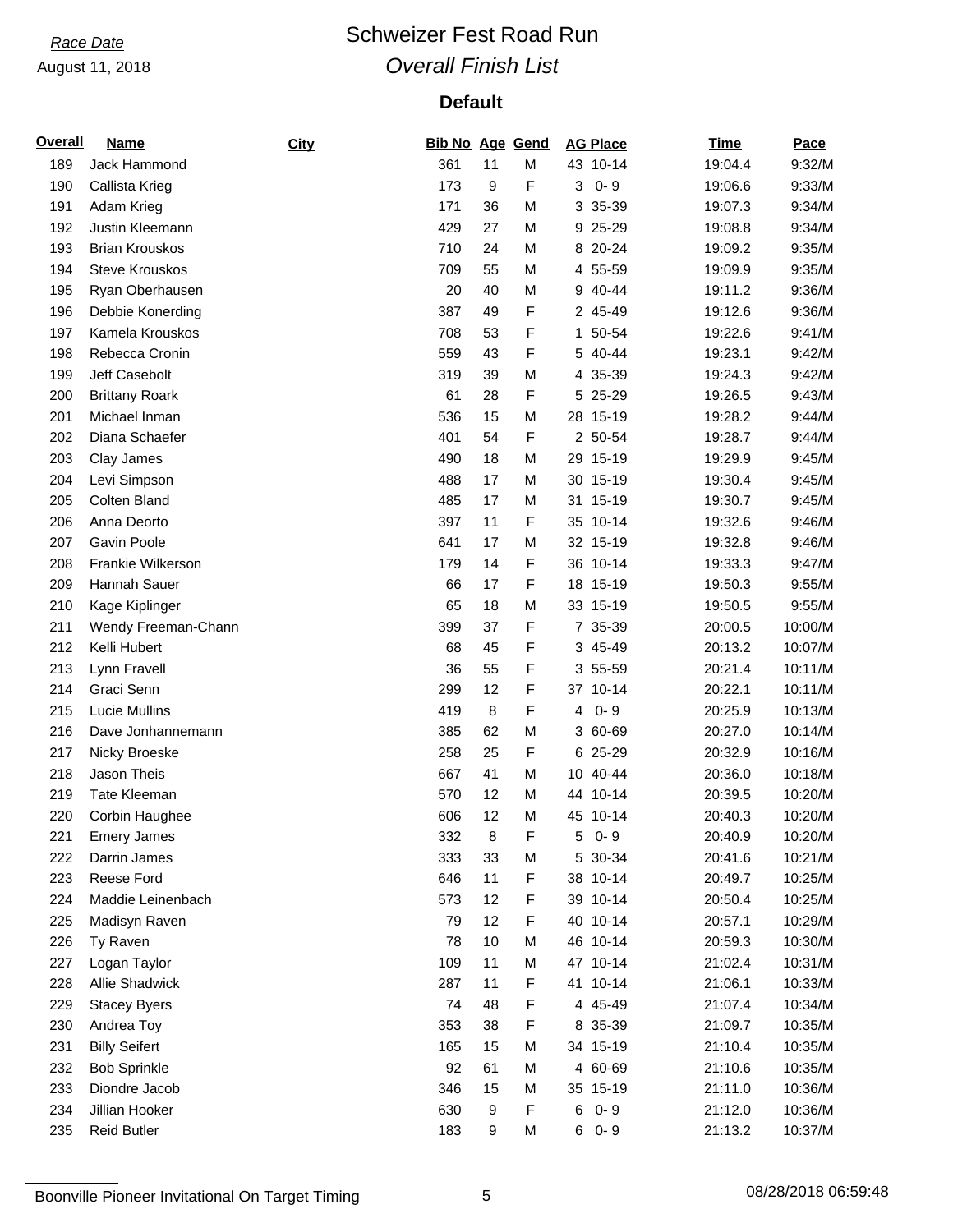Race Date

August 11, 2018

# Schweizer Fest Road Run

## *Overall Finish List*

### Default

| Overall | Name | City | Bib No | Age | Gend | AG Place | Time | Pace |
|---|---|---|---|---|---|---|---|---|
| 189 | Jack Hammond | | 361 | 11 | M | 43 10-14 | 19:04.4 | 9:32/M |
| 190 | Callista Krieg | | 173 | 9 | F | 3 0- 9 | 19:06.6 | 9:33/M |
| 191 | Adam Krieg | | 171 | 36 | M | 3 35-39 | 19:07.3 | 9:34/M |
| 192 | Justin Kleemann | | 429 | 27 | M | 9 25-29 | 19:08.8 | 9:34/M |
| 193 | Brian Krouskos | | 710 | 24 | M | 8 20-24 | 19:09.2 | 9:35/M |
| 194 | Steve Krouskos | | 709 | 55 | M | 4 55-59 | 19:09.9 | 9:35/M |
| 195 | Ryan Oberhausen | | 20 | 40 | M | 9 40-44 | 19:11.2 | 9:36/M |
| 196 | Debbie Konerding | | 387 | 49 | F | 2 45-49 | 19:12.6 | 9:36/M |
| 197 | Kamela Krouskos | | 708 | 53 | F | 1 50-54 | 19:22.6 | 9:41/M |
| 198 | Rebecca Cronin | | 559 | 43 | F | 5 40-44 | 19:23.1 | 9:42/M |
| 199 | Jeff Casebolt | | 319 | 39 | M | 4 35-39 | 19:24.3 | 9:42/M |
| 200 | Brittany Roark | | 61 | 28 | F | 5 25-29 | 19:26.5 | 9:43/M |
| 201 | Michael Inman | | 536 | 15 | M | 28 15-19 | 19:28.2 | 9:44/M |
| 202 | Diana Schaefer | | 401 | 54 | F | 2 50-54 | 19:28.7 | 9:44/M |
| 203 | Clay James | | 490 | 18 | M | 29 15-19 | 19:29.9 | 9:45/M |
| 204 | Levi Simpson | | 488 | 17 | M | 30 15-19 | 19:30.4 | 9:45/M |
| 205 | Colten Bland | | 485 | 17 | M | 31 15-19 | 19:30.7 | 9:45/M |
| 206 | Anna Deorto | | 397 | 11 | F | 35 10-14 | 19:32.6 | 9:46/M |
| 207 | Gavin Poole | | 641 | 17 | M | 32 15-19 | 19:32.8 | 9:46/M |
| 208 | Frankie Wilkerson | | 179 | 14 | F | 36 10-14 | 19:33.3 | 9:47/M |
| 209 | Hannah Sauer | | 66 | 17 | F | 18 15-19 | 19:50.3 | 9:55/M |
| 210 | Kage Kiplinger | | 65 | 18 | M | 33 15-19 | 19:50.5 | 9:55/M |
| 211 | Wendy Freeman-Chann | | 399 | 37 | F | 7 35-39 | 20:00.5 | 10:00/M |
| 212 | Kelli Hubert | | 68 | 45 | F | 3 45-49 | 20:13.2 | 10:07/M |
| 213 | Lynn Fravell | | 36 | 55 | F | 3 55-59 | 20:21.4 | 10:11/M |
| 214 | Graci Senn | | 299 | 12 | F | 37 10-14 | 20:22.1 | 10:11/M |
| 215 | Lucie Mullins | | 419 | 8 | F | 4 0- 9 | 20:25.9 | 10:13/M |
| 216 | Dave Jonhannemann | | 385 | 62 | M | 3 60-69 | 20:27.0 | 10:14/M |
| 217 | Nicky Broeske | | 258 | 25 | F | 6 25-29 | 20:32.9 | 10:16/M |
| 218 | Jason Theis | | 667 | 41 | M | 10 40-44 | 20:36.0 | 10:18/M |
| 219 | Tate Kleeman | | 570 | 12 | M | 44 10-14 | 20:39.5 | 10:20/M |
| 220 | Corbin Haughee | | 606 | 12 | M | 45 10-14 | 20:40.3 | 10:20/M |
| 221 | Emery James | | 332 | 8 | F | 5 0- 9 | 20:40.9 | 10:20/M |
| 222 | Darrin James | | 333 | 33 | M | 5 30-34 | 20:41.6 | 10:21/M |
| 223 | Reese Ford | | 646 | 11 | F | 38 10-14 | 20:49.7 | 10:25/M |
| 224 | Maddie Leinenbach | | 573 | 12 | F | 39 10-14 | 20:50.4 | 10:25/M |
| 225 | Madisyn Raven | | 79 | 12 | F | 40 10-14 | 20:57.1 | 10:29/M |
| 226 | Ty Raven | | 78 | 10 | M | 46 10-14 | 20:59.3 | 10:30/M |
| 227 | Logan Taylor | | 109 | 11 | M | 47 10-14 | 21:02.4 | 10:31/M |
| 228 | Allie Shadwick | | 287 | 11 | F | 41 10-14 | 21:06.1 | 10:33/M |
| 229 | Stacey Byers | | 74 | 48 | F | 4 45-49 | 21:07.4 | 10:34/M |
| 230 | Andrea Toy | | 353 | 38 | F | 8 35-39 | 21:09.7 | 10:35/M |
| 231 | Billy Seifert | | 165 | 15 | M | 34 15-19 | 21:10.4 | 10:35/M |
| 232 | Bob Sprinkle | | 92 | 61 | M | 4 60-69 | 21:10.6 | 10:35/M |
| 233 | Diondre Jacob | | 346 | 15 | M | 35 15-19 | 21:11.0 | 10:36/M |
| 234 | Jillian Hooker | | 630 | 9 | F | 6 0- 9 | 21:12.0 | 10:36/M |
| 235 | Reid Butler | | 183 | 9 | M | 6 0- 9 | 21:13.2 | 10:37/M |

Boonville Pioneer Invitational On Target Timing 08/28/2018 06:59:48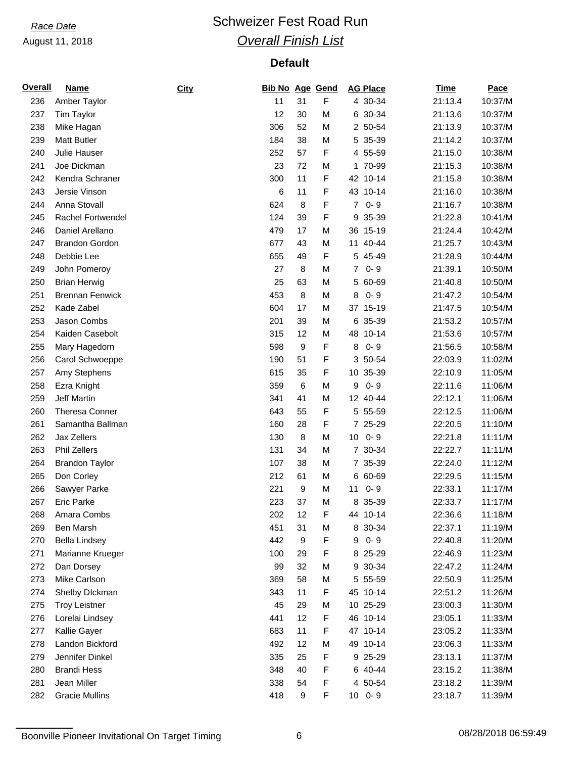*Race Date*

August 11, 2018

# Schweizer Fest Road Run

## *Overall Finish List*

### Default

| Overall | Name | City | Bib No | Age | Gend | AG Place | | Time | Pace |
|---|---|---|---|---|---|---|---|---|---|
| 236 | Amber Taylor | | 11 | 31 | F | 4 | 30-34 | 21:13.4 | 10:37/M |
| 237 | Tim Taylor | | 12 | 30 | M | 6 | 30-34 | 21:13.6 | 10:37/M |
| 238 | Mike Hagan | | 306 | 52 | M | 2 | 50-54 | 21:13.9 | 10:37/M |
| 239 | Matt Butler | | 184 | 38 | M | 5 | 35-39 | 21:14.2 | 10:37/M |
| 240 | Julie Hauser | | 252 | 57 | F | 4 | 55-59 | 21:15.0 | 10:38/M |
| 241 | Joe Dickman | | 23 | 72 | M | 1 | 70-99 | 21:15.3 | 10:38/M |
| 242 | Kendra Schraner | | 300 | 11 | F | 42 | 10-14 | 21:15.8 | 10:38/M |
| 243 | Jersie Vinson | | 6 | 11 | F | 43 | 10-14 | 21:16.0 | 10:38/M |
| 244 | Anna Stovall | | 624 | 8 | F | 7 | 0- 9 | 21:16.7 | 10:38/M |
| 245 | Rachel Fortwendel | | 124 | 39 | F | 9 | 35-39 | 21:22.8 | 10:41/M |
| 246 | Daniel Arellano | | 479 | 17 | M | 36 | 15-19 | 21:24.4 | 10:42/M |
| 247 | Brandon Gordon | | 677 | 43 | M | 11 | 40-44 | 21:25.7 | 10:43/M |
| 248 | Debbie Lee | | 655 | 49 | F | 5 | 45-49 | 21:28.9 | 10:44/M |
| 249 | John Pomeroy | | 27 | 8 | M | 7 | 0- 9 | 21:39.1 | 10:50/M |
| 250 | Brian Herwig | | 25 | 63 | M | 5 | 60-69 | 21:40.8 | 10:50/M |
| 251 | Brennan Fenwick | | 453 | 8 | M | 8 | 0- 9 | 21:47.2 | 10:54/M |
| 252 | Kade Zabel | | 604 | 17 | M | 37 | 15-19 | 21:47.5 | 10:54/M |
| 253 | Jason Combs | | 201 | 39 | M | 6 | 35-39 | 21:53.2 | 10:57/M |
| 254 | Kaiden Casebolt | | 315 | 12 | M | 48 | 10-14 | 21:53.6 | 10:57/M |
| 255 | Mary Hagedorn | | 598 | 9 | F | 8 | 0- 9 | 21:56.5 | 10:58/M |
| 256 | Carol Schwoeppe | | 190 | 51 | F | 3 | 50-54 | 22:03.9 | 11:02/M |
| 257 | Amy Stephens | | 615 | 35 | F | 10 | 35-39 | 22:10.9 | 11:05/M |
| 258 | Ezra Knight | | 359 | 6 | M | 9 | 0- 9 | 22:11.6 | 11:06/M |
| 259 | Jeff Martin | | 341 | 41 | M | 12 | 40-44 | 22:12.1 | 11:06/M |
| 260 | Theresa Conner | | 643 | 55 | F | 5 | 55-59 | 22:12.5 | 11:06/M |
| 261 | Samantha Ballman | | 160 | 28 | F | 7 | 25-29 | 22:20.5 | 11:10/M |
| 262 | Jax Zellers | | 130 | 8 | M | 10 | 0- 9 | 22:21.8 | 11:11/M |
| 263 | Phil Zellers | | 131 | 34 | M | 7 | 30-34 | 22:22.7 | 11:11/M |
| 264 | Brandon Taylor | | 107 | 38 | M | 7 | 35-39 | 22:24.0 | 11:12/M |
| 265 | Don Corley | | 212 | 61 | M | 6 | 60-69 | 22:29.5 | 11:15/M |
| 266 | Sawyer Parke | | 221 | 9 | M | 11 | 0- 9 | 22:33.1 | 11:17/M |
| 267 | Eric Parke | | 223 | 37 | M | 8 | 35-39 | 22:33.7 | 11:17/M |
| 268 | Amara Combs | | 202 | 12 | F | 44 | 10-14 | 22:36.6 | 11:18/M |
| 269 | Ben Marsh | | 451 | 31 | M | 8 | 30-34 | 22:37.1 | 11:19/M |
| 270 | Bella Lindsey | | 442 | 9 | F | 9 | 0- 9 | 22:40.8 | 11:20/M |
| 271 | Marianne Krueger | | 100 | 29 | F | 8 | 25-29 | 22:46.9 | 11:23/M |
| 272 | Dan Dorsey | | 99 | 32 | M | 9 | 30-34 | 22:47.2 | 11:24/M |
| 273 | Mike Carlson | | 369 | 58 | M | 5 | 55-59 | 22:50.9 | 11:25/M |
| 274 | Shelby DIckman | | 343 | 11 | F | 45 | 10-14 | 22:51.2 | 11:26/M |
| 275 | Troy Leistner | | 45 | 29 | M | 10 | 25-29 | 23:00.3 | 11:30/M |
| 276 | Lorelai Lindsey | | 441 | 12 | F | 46 | 10-14 | 23:05.1 | 11:33/M |
| 277 | Kallie Gayer | | 683 | 11 | F | 47 | 10-14 | 23:05.2 | 11:33/M |
| 278 | Landon Bickford | | 492 | 12 | M | 49 | 10-14 | 23:06.3 | 11:33/M |
| 279 | Jennifer Dinkel | | 335 | 25 | F | 9 | 25-29 | 23:13.1 | 11:37/M |
| 280 | Brandi Hess | | 348 | 40 | F | 6 | 40-44 | 23:15.2 | 11:38/M |
| 281 | Jean Miller | | 338 | 54 | F | 4 | 50-54 | 23:18.2 | 11:39/M |
| 282 | Gracie Mullins | | 418 | 9 | F | 10 | 0- 9 | 23:18.7 | 11:39/M |

Boonville Pioneer Invitational On Target Timing 08/28/2018 06:59:49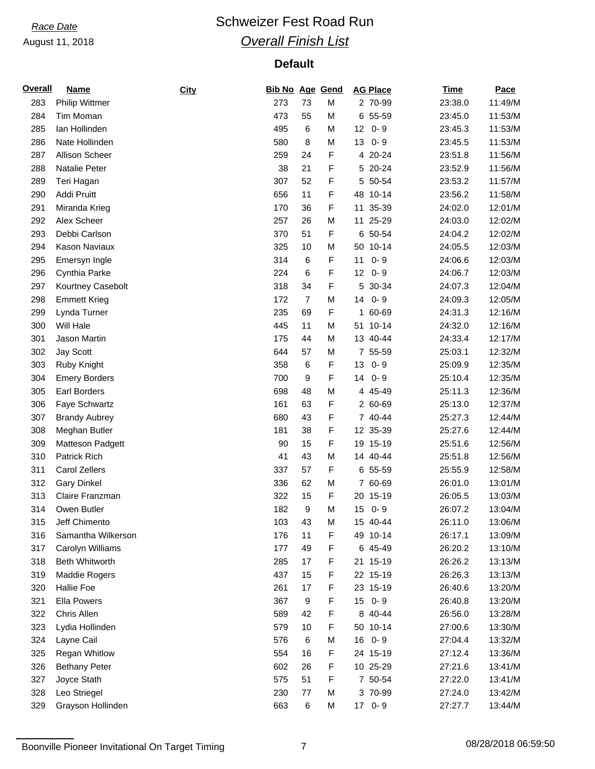*Race Date*

August 11, 2018

# Schweizer Fest Road Run

## *Overall Finish List*

### Default

| Overall | Name | City | Bib No | Age | Gend | AG Place | Time | Pace |
|---|---|---|---|---|---|---|---|---|
| 283 | Philip Wittmer | | 273 | 73 | M | 2 70-99 | 23:38.0 | 11:49/M |
| 284 | Tim Moman | | 473 | 55 | M | 6 55-59 | 23:45.0 | 11:53/M |
| 285 | Ian Hollinden | | 495 | 6 | M | 12 0- 9 | 23:45.3 | 11:53/M |
| 286 | Nate Hollinden | | 580 | 8 | M | 13 0- 9 | 23:45.5 | 11:53/M |
| 287 | Allison Scheer | | 259 | 24 | F | 4 20-24 | 23:51.8 | 11:56/M |
| 288 | Natalie Peter | | 38 | 21 | F | 5 20-24 | 23:52.9 | 11:56/M |
| 289 | Teri Hagan | | 307 | 52 | F | 5 50-54 | 23:53.2 | 11:57/M |
| 290 | Addi Pruitt | | 656 | 11 | F | 48 10-14 | 23:56.2 | 11:58/M |
| 291 | Miranda Krieg | | 170 | 36 | F | 11 35-39 | 24:02.0 | 12:01/M |
| 292 | Alex Scheer | | 257 | 26 | M | 11 25-29 | 24:03.0 | 12:02/M |
| 293 | Debbi Carlson | | 370 | 51 | F | 6 50-54 | 24:04.2 | 12:02/M |
| 294 | Kason Naviaux | | 325 | 10 | M | 50 10-14 | 24:05.5 | 12:03/M |
| 295 | Emersyn Ingle | | 314 | 6 | F | 11 0- 9 | 24:06.6 | 12:03/M |
| 296 | Cynthia Parke | | 224 | 6 | F | 12 0- 9 | 24:06.7 | 12:03/M |
| 297 | Kourtney Casebolt | | 318 | 34 | F | 5 30-34 | 24:07.3 | 12:04/M |
| 298 | Emmett Krieg | | 172 | 7 | M | 14 0- 9 | 24:09.3 | 12:05/M |
| 299 | Lynda Turner | | 235 | 69 | F | 1 60-69 | 24:31.3 | 12:16/M |
| 300 | Will Hale | | 445 | 11 | M | 51 10-14 | 24:32.0 | 12:16/M |
| 301 | Jason Martin | | 175 | 44 | M | 13 40-44 | 24:33.4 | 12:17/M |
| 302 | Jay Scott | | 644 | 57 | M | 7 55-59 | 25:03.1 | 12:32/M |
| 303 | Ruby Knight | | 358 | 6 | F | 13 0- 9 | 25:09.9 | 12:35/M |
| 304 | Emery Borders | | 700 | 9 | F | 14 0- 9 | 25:10.4 | 12:35/M |
| 305 | Earl Borders | | 698 | 48 | M | 4 45-49 | 25:11.3 | 12:36/M |
| 306 | Faye Schwartz | | 161 | 63 | F | 2 60-69 | 25:13.0 | 12:37/M |
| 307 | Brandy Aubrey | | 680 | 43 | F | 7 40-44 | 25:27.3 | 12:44/M |
| 308 | Meghan Butler | | 181 | 38 | F | 12 35-39 | 25:27.6 | 12:44/M |
| 309 | Matteson Padgett | | 90 | 15 | F | 19 15-19 | 25:51.6 | 12:56/M |
| 310 | Patrick Rich | | 41 | 43 | M | 14 40-44 | 25:51.8 | 12:56/M |
| 311 | Carol Zellers | | 337 | 57 | F | 6 55-59 | 25:55.9 | 12:58/M |
| 312 | Gary Dinkel | | 336 | 62 | M | 7 60-69 | 26:01.0 | 13:01/M |
| 313 | Claire Franzman | | 322 | 15 | F | 20 15-19 | 26:05.5 | 13:03/M |
| 314 | Owen Butler | | 182 | 9 | M | 15 0- 9 | 26:07.2 | 13:04/M |
| 315 | Jeff Chimento | | 103 | 43 | M | 15 40-44 | 26:11.0 | 13:06/M |
| 316 | Samantha Wilkerson | | 176 | 11 | F | 49 10-14 | 26:17.1 | 13:09/M |
| 317 | Carolyn Williams | | 177 | 49 | F | 6 45-49 | 26:20.2 | 13:10/M |
| 318 | Beth Whitworth | | 285 | 17 | F | 21 15-19 | 26:26.2 | 13:13/M |
| 319 | Maddie Rogers | | 437 | 15 | F | 22 15-19 | 26:26.3 | 13:13/M |
| 320 | Hallie Foe | | 261 | 17 | F | 23 15-19 | 26:40.6 | 13:20/M |
| 321 | Ella Powers | | 367 | 9 | F | 15 0- 9 | 26:40.8 | 13:20/M |
| 322 | Chris Allen | | 589 | 42 | F | 8 40-44 | 26:56.0 | 13:28/M |
| 323 | Lydia Hollinden | | 579 | 10 | F | 50 10-14 | 27:00.6 | 13:30/M |
| 324 | Layne Cail | | 576 | 6 | M | 16 0- 9 | 27:04.4 | 13:32/M |
| 325 | Regan Whitlow | | 554 | 16 | F | 24 15-19 | 27:12.4 | 13:36/M |
| 326 | Bethany Peter | | 602 | 26 | F | 10 25-29 | 27:21.6 | 13:41/M |
| 327 | Joyce Stath | | 575 | 51 | F | 7 50-54 | 27:22.0 | 13:41/M |
| 328 | Leo Striegel | | 230 | 77 | M | 3 70-99 | 27:24.0 | 13:42/M |
| 329 | Grayson Hollinden | | 663 | 6 | M | 17 0- 9 | 27:27.7 | 13:44/M |

Boonville Pioneer Invitational On Target Timing    08/28/2018 06:59:50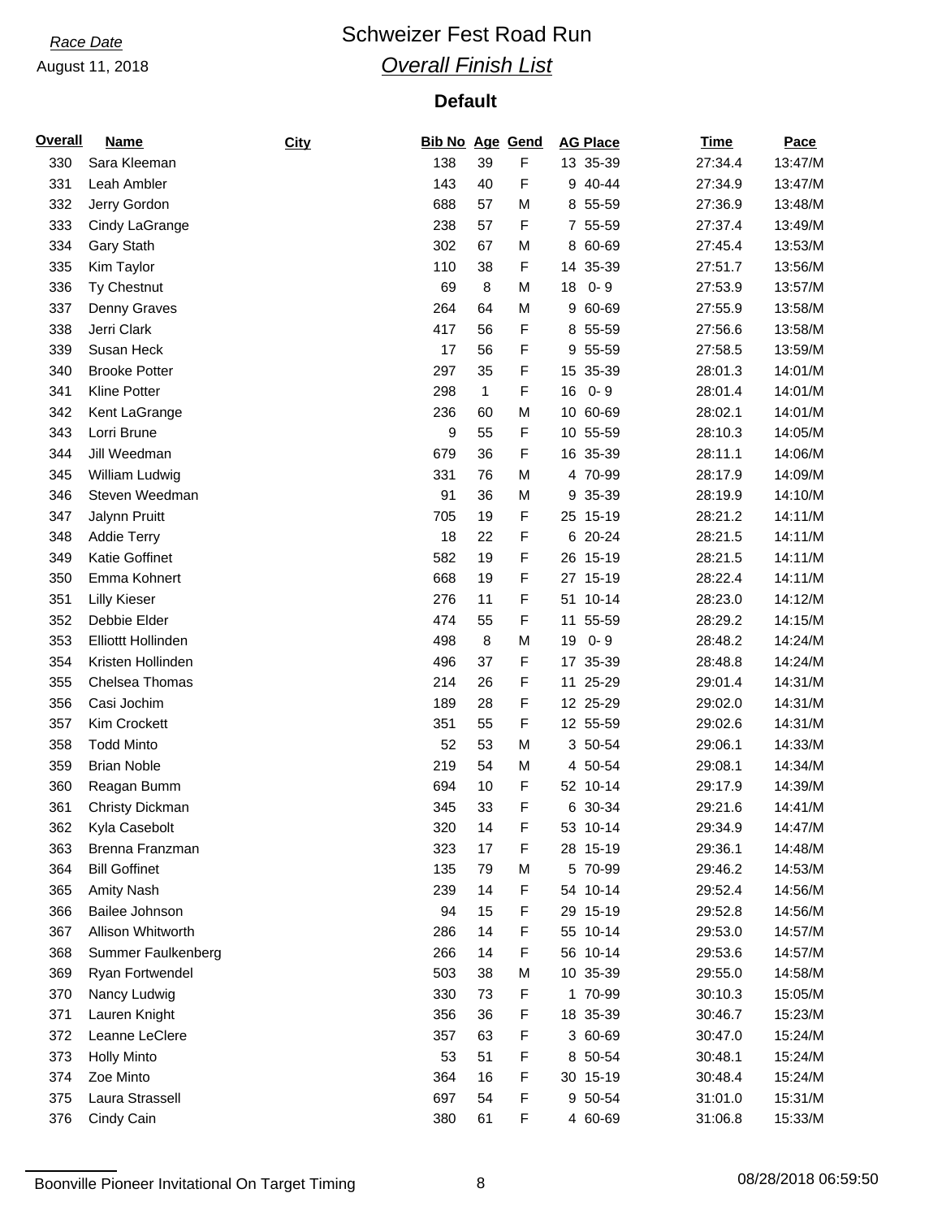*Race Date*

August 11, 2018

# Schweizer Fest Road Run

## *Overall Finish List*

### Default

| Overall | Name | City | Bib No | Age | Gend | AG Place | Time | Pace |
|---|---|---|---|---|---|---|---|---|
| 330 | Sara Kleeman | | 138 | 39 | F | 13 35-39 | 27:34.4 | 13:47/M |
| 331 | Leah Ambler | | 143 | 40 | F | 9 40-44 | 27:34.9 | 13:47/M |
| 332 | Jerry Gordon | | 688 | 57 | M | 8 55-59 | 27:36.9 | 13:48/M |
| 333 | Cindy LaGrange | | 238 | 57 | F | 7 55-59 | 27:37.4 | 13:49/M |
| 334 | Gary Stath | | 302 | 67 | M | 8 60-69 | 27:45.4 | 13:53/M |
| 335 | Kim Taylor | | 110 | 38 | F | 14 35-39 | 27:51.7 | 13:56/M |
| 336 | Ty Chestnut | | 69 | 8 | M | 18 0- 9 | 27:53.9 | 13:57/M |
| 337 | Denny Graves | | 264 | 64 | M | 9 60-69 | 27:55.9 | 13:58/M |
| 338 | Jerri Clark | | 417 | 56 | F | 8 55-59 | 27:56.6 | 13:58/M |
| 339 | Susan Heck | | 17 | 56 | F | 9 55-59 | 27:58.5 | 13:59/M |
| 340 | Brooke Potter | | 297 | 35 | F | 15 35-39 | 28:01.3 | 14:01/M |
| 341 | Kline Potter | | 298 | 1 | F | 16 0- 9 | 28:01.4 | 14:01/M |
| 342 | Kent LaGrange | | 236 | 60 | M | 10 60-69 | 28:02.1 | 14:01/M |
| 343 | Lorri Brune | | 9 | 55 | F | 10 55-59 | 28:10.3 | 14:05/M |
| 344 | Jill Weedman | | 679 | 36 | F | 16 35-39 | 28:11.1 | 14:06/M |
| 345 | William Ludwig | | 331 | 76 | M | 4 70-99 | 28:17.9 | 14:09/M |
| 346 | Steven Weedman | | 91 | 36 | M | 9 35-39 | 28:19.9 | 14:10/M |
| 347 | Jalynn Pruitt | | 705 | 19 | F | 25 15-19 | 28:21.2 | 14:11/M |
| 348 | Addie Terry | | 18 | 22 | F | 6 20-24 | 28:21.5 | 14:11/M |
| 349 | Katie Goffinet | | 582 | 19 | F | 26 15-19 | 28:21.5 | 14:11/M |
| 350 | Emma Kohnert | | 668 | 19 | F | 27 15-19 | 28:22.4 | 14:11/M |
| 351 | Lilly Kieser | | 276 | 11 | F | 51 10-14 | 28:23.0 | 14:12/M |
| 352 | Debbie Elder | | 474 | 55 | F | 11 55-59 | 28:29.2 | 14:15/M |
| 353 | Elliottt Hollinden | | 498 | 8 | M | 19 0- 9 | 28:48.2 | 14:24/M |
| 354 | Kristen Hollinden | | 496 | 37 | F | 17 35-39 | 28:48.8 | 14:24/M |
| 355 | Chelsea Thomas | | 214 | 26 | F | 11 25-29 | 29:01.4 | 14:31/M |
| 356 | Casi Jochim | | 189 | 28 | F | 12 25-29 | 29:02.0 | 14:31/M |
| 357 | Kim Crockett | | 351 | 55 | F | 12 55-59 | 29:02.6 | 14:31/M |
| 358 | Todd Minto | | 52 | 53 | M | 3 50-54 | 29:06.1 | 14:33/M |
| 359 | Brian Noble | | 219 | 54 | M | 4 50-54 | 29:08.1 | 14:34/M |
| 360 | Reagan Bumm | | 694 | 10 | F | 52 10-14 | 29:17.9 | 14:39/M |
| 361 | Christy Dickman | | 345 | 33 | F | 6 30-34 | 29:21.6 | 14:41/M |
| 362 | Kyla Casebolt | | 320 | 14 | F | 53 10-14 | 29:34.9 | 14:47/M |
| 363 | Brenna Franzman | | 323 | 17 | F | 28 15-19 | 29:36.1 | 14:48/M |
| 364 | Bill Goffinet | | 135 | 79 | M | 5 70-99 | 29:46.2 | 14:53/M |
| 365 | Amity Nash | | 239 | 14 | F | 54 10-14 | 29:52.4 | 14:56/M |
| 366 | Bailee Johnson | | 94 | 15 | F | 29 15-19 | 29:52.8 | 14:56/M |
| 367 | Allison Whitworth | | 286 | 14 | F | 55 10-14 | 29:53.0 | 14:57/M |
| 368 | Summer Faulkenberg | | 266 | 14 | F | 56 10-14 | 29:53.6 | 14:57/M |
| 369 | Ryan Fortwendel | | 503 | 38 | M | 10 35-39 | 29:55.0 | 14:58/M |
| 370 | Nancy Ludwig | | 330 | 73 | F | 1 70-99 | 30:10.3 | 15:05/M |
| 371 | Lauren Knight | | 356 | 36 | F | 18 35-39 | 30:46.7 | 15:23/M |
| 372 | Leanne LeClere | | 357 | 63 | F | 3 60-69 | 30:47.0 | 15:24/M |
| 373 | Holly Minto | | 53 | 51 | F | 8 50-54 | 30:48.1 | 15:24/M |
| 374 | Zoe Minto | | 364 | 16 | F | 30 15-19 | 30:48.4 | 15:24/M |
| 375 | Laura Strassell | | 697 | 54 | F | 9 50-54 | 31:01.0 | 15:31/M |
| 376 | Cindy Cain | | 380 | 61 | F | 4 60-69 | 31:06.8 | 15:33/M |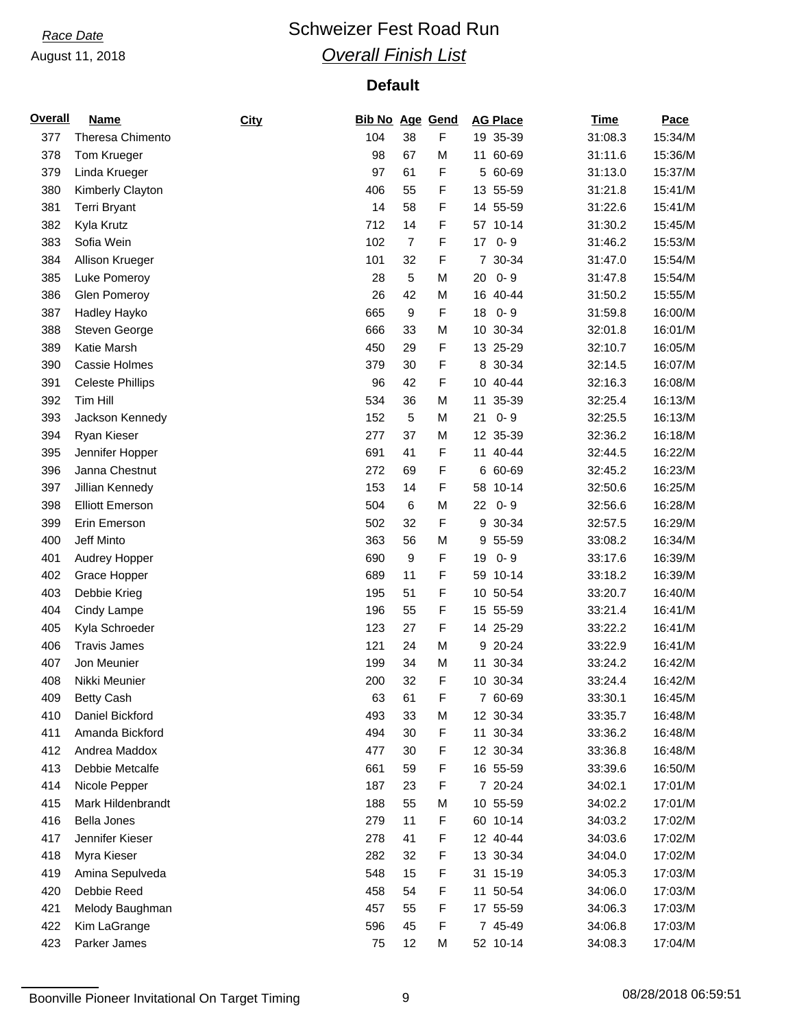*Race Date*

August 11, 2018

# Schweizer Fest Road Run

## *Overall Finish List*

### Default

| Overall | Name | City | Bib No | Age | Gend | AG Place | Time | Pace |
|---|---|---|---|---|---|---|---|---|
| 377 | Theresa Chimento | | 104 | 38 | F | 19 35-39 | 31:08.3 | 15:34/M |
| 378 | Tom Krueger | | 98 | 67 | M | 11 60-69 | 31:11.6 | 15:36/M |
| 379 | Linda Krueger | | 97 | 61 | F | 5 60-69 | 31:13.0 | 15:37/M |
| 380 | Kimberly Clayton | | 406 | 55 | F | 13 55-59 | 31:21.8 | 15:41/M |
| 381 | Terri Bryant | | 14 | 58 | F | 14 55-59 | 31:22.6 | 15:41/M |
| 382 | Kyla Krutz | | 712 | 14 | F | 57 10-14 | 31:30.2 | 15:45/M |
| 383 | Sofia Wein | | 102 | 7 | F | 17 0- 9 | 31:46.2 | 15:53/M |
| 384 | Allison Krueger | | 101 | 32 | F | 7 30-34 | 31:47.0 | 15:54/M |
| 385 | Luke Pomeroy | | 28 | 5 | M | 20 0- 9 | 31:47.8 | 15:54/M |
| 386 | Glen Pomeroy | | 26 | 42 | M | 16 40-44 | 31:50.2 | 15:55/M |
| 387 | Hadley Hayko | | 665 | 9 | F | 18 0- 9 | 31:59.8 | 16:00/M |
| 388 | Steven George | | 666 | 33 | M | 10 30-34 | 32:01.8 | 16:01/M |
| 389 | Katie Marsh | | 450 | 29 | F | 13 25-29 | 32:10.7 | 16:05/M |
| 390 | Cassie Holmes | | 379 | 30 | F | 8 30-34 | 32:14.5 | 16:07/M |
| 391 | Celeste Phillips | | 96 | 42 | F | 10 40-44 | 32:16.3 | 16:08/M |
| 392 | Tim Hill | | 534 | 36 | M | 11 35-39 | 32:25.4 | 16:13/M |
| 393 | Jackson Kennedy | | 152 | 5 | M | 21 0- 9 | 32:25.5 | 16:13/M |
| 394 | Ryan Kieser | | 277 | 37 | M | 12 35-39 | 32:36.2 | 16:18/M |
| 395 | Jennifer Hopper | | 691 | 41 | F | 11 40-44 | 32:44.5 | 16:22/M |
| 396 | Janna Chestnut | | 272 | 69 | F | 6 60-69 | 32:45.2 | 16:23/M |
| 397 | Jillian Kennedy | | 153 | 14 | F | 58 10-14 | 32:50.6 | 16:25/M |
| 398 | Elliott Emerson | | 504 | 6 | M | 22 0- 9 | 32:56.6 | 16:28/M |
| 399 | Erin Emerson | | 502 | 32 | F | 9 30-34 | 32:57.5 | 16:29/M |
| 400 | Jeff Minto | | 363 | 56 | M | 9 55-59 | 33:08.2 | 16:34/M |
| 401 | Audrey Hopper | | 690 | 9 | F | 19 0- 9 | 33:17.6 | 16:39/M |
| 402 | Grace Hopper | | 689 | 11 | F | 59 10-14 | 33:18.2 | 16:39/M |
| 403 | Debbie Krieg | | 195 | 51 | F | 10 50-54 | 33:20.7 | 16:40/M |
| 404 | Cindy Lampe | | 196 | 55 | F | 15 55-59 | 33:21.4 | 16:41/M |
| 405 | Kyla Schroeder | | 123 | 27 | F | 14 25-29 | 33:22.2 | 16:41/M |
| 406 | Travis James | | 121 | 24 | M | 9 20-24 | 33:22.9 | 16:41/M |
| 407 | Jon Meunier | | 199 | 34 | M | 11 30-34 | 33:24.2 | 16:42/M |
| 408 | Nikki Meunier | | 200 | 32 | F | 10 30-34 | 33:24.4 | 16:42/M |
| 409 | Betty Cash | | 63 | 61 | F | 7 60-69 | 33:30.1 | 16:45/M |
| 410 | Daniel Bickford | | 493 | 33 | M | 12 30-34 | 33:35.7 | 16:48/M |
| 411 | Amanda Bickford | | 494 | 30 | F | 11 30-34 | 33:36.2 | 16:48/M |
| 412 | Andrea Maddox | | 477 | 30 | F | 12 30-34 | 33:36.8 | 16:48/M |
| 413 | Debbie Metcalfe | | 661 | 59 | F | 16 55-59 | 33:39.6 | 16:50/M |
| 414 | Nicole Pepper | | 187 | 23 | F | 7 20-24 | 34:02.1 | 17:01/M |
| 415 | Mark Hildenbrandt | | 188 | 55 | M | 10 55-59 | 34:02.2 | 17:01/M |
| 416 | Bella Jones | | 279 | 11 | F | 60 10-14 | 34:03.2 | 17:02/M |
| 417 | Jennifer Kieser | | 278 | 41 | F | 12 40-44 | 34:03.6 | 17:02/M |
| 418 | Myra Kieser | | 282 | 32 | F | 13 30-34 | 34:04.0 | 17:02/M |
| 419 | Amina Sepulveda | | 548 | 15 | F | 31 15-19 | 34:05.3 | 17:03/M |
| 420 | Debbie Reed | | 458 | 54 | F | 11 50-54 | 34:06.0 | 17:03/M |
| 421 | Melody Baughman | | 457 | 55 | F | 17 55-59 | 34:06.3 | 17:03/M |
| 422 | Kim LaGrange | | 596 | 45 | F | 7 45-49 | 34:06.8 | 17:03/M |
| 423 | Parker James | | 75 | 12 | M | 52 10-14 | 34:08.3 | 17:04/M |

Boonville Pioneer Invitational On Target Timing 08/28/2018 06:59:51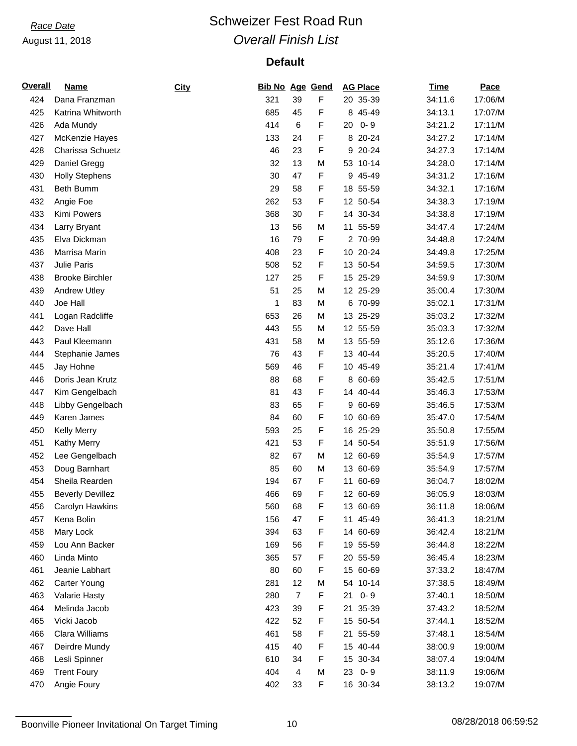*Race Date*

August 11, 2018

# Schweizer Fest Road Run

## *Overall Finish List*

### Default

| Overall | Name | City | Bib No | Age | Gend | AG Place | Time | Pace |
|---|---|---|---|---|---|---|---|---|
| 424 | Dana Franzman | | 321 | 39 | F | 20 35-39 | 34:11.6 | 17:06/M |
| 425 | Katrina Whitworth | | 685 | 45 | F | 8 45-49 | 34:13.1 | 17:07/M |
| 426 | Ada Mundy | | 414 | 6 | F | 20 0- 9 | 34:21.2 | 17:11/M |
| 427 | McKenzie Hayes | | 133 | 24 | F | 8 20-24 | 34:27.2 | 17:14/M |
| 428 | Charissa Schuetz | | 46 | 23 | F | 9 20-24 | 34:27.3 | 17:14/M |
| 429 | Daniel Gregg | | 32 | 13 | M | 53 10-14 | 34:28.0 | 17:14/M |
| 430 | Holly Stephens | | 30 | 47 | F | 9 45-49 | 34:31.2 | 17:16/M |
| 431 | Beth Bumm | | 29 | 58 | F | 18 55-59 | 34:32.1 | 17:16/M |
| 432 | Angie Foe | | 262 | 53 | F | 12 50-54 | 34:38.3 | 17:19/M |
| 433 | Kimi Powers | | 368 | 30 | F | 14 30-34 | 34:38.8 | 17:19/M |
| 434 | Larry Bryant | | 13 | 56 | M | 11 55-59 | 34:47.4 | 17:24/M |
| 435 | Elva Dickman | | 16 | 79 | F | 2 70-99 | 34:48.8 | 17:24/M |
| 436 | Marrisa Marin | | 408 | 23 | F | 10 20-24 | 34:49.8 | 17:25/M |
| 437 | Julie Paris | | 508 | 52 | F | 13 50-54 | 34:59.5 | 17:30/M |
| 438 | Brooke Birchler | | 127 | 25 | F | 15 25-29 | 34:59.9 | 17:30/M |
| 439 | Andrew Utley | | 51 | 25 | M | 12 25-29 | 35:00.4 | 17:30/M |
| 440 | Joe Hall | | 1 | 83 | M | 6 70-99 | 35:02.1 | 17:31/M |
| 441 | Logan Radcliffe | | 653 | 26 | M | 13 25-29 | 35:03.2 | 17:32/M |
| 442 | Dave Hall | | 443 | 55 | M | 12 55-59 | 35:03.3 | 17:32/M |
| 443 | Paul Kleemann | | 431 | 58 | M | 13 55-59 | 35:12.6 | 17:36/M |
| 444 | Stephanie James | | 76 | 43 | F | 13 40-44 | 35:20.5 | 17:40/M |
| 445 | Jay Hohne | | 569 | 46 | F | 10 45-49 | 35:21.4 | 17:41/M |
| 446 | Doris Jean Krutz | | 88 | 68 | F | 8 60-69 | 35:42.5 | 17:51/M |
| 447 | Kim Gengelbach | | 81 | 43 | F | 14 40-44 | 35:46.3 | 17:53/M |
| 448 | Libby Gengelbach | | 83 | 65 | F | 9 60-69 | 35:46.5 | 17:53/M |
| 449 | Karen James | | 84 | 60 | F | 10 60-69 | 35:47.0 | 17:54/M |
| 450 | Kelly Merry | | 593 | 25 | F | 16 25-29 | 35:50.8 | 17:55/M |
| 451 | Kathy Merry | | 421 | 53 | F | 14 50-54 | 35:51.9 | 17:56/M |
| 452 | Lee Gengelbach | | 82 | 67 | M | 12 60-69 | 35:54.9 | 17:57/M |
| 453 | Doug Barnhart | | 85 | 60 | M | 13 60-69 | 35:54.9 | 17:57/M |
| 454 | Sheila Rearden | | 194 | 67 | F | 11 60-69 | 36:04.7 | 18:02/M |
| 455 | Beverly Devillez | | 466 | 69 | F | 12 60-69 | 36:05.9 | 18:03/M |
| 456 | Carolyn Hawkins | | 560 | 68 | F | 13 60-69 | 36:11.8 | 18:06/M |
| 457 | Kena Bolin | | 156 | 47 | F | 11 45-49 | 36:41.3 | 18:21/M |
| 458 | Mary Lock | | 394 | 63 | F | 14 60-69 | 36:42.4 | 18:21/M |
| 459 | Lou Ann Backer | | 169 | 56 | F | 19 55-59 | 36:44.8 | 18:22/M |
| 460 | Linda Minto | | 365 | 57 | F | 20 55-59 | 36:45.4 | 18:23/M |
| 461 | Jeanie Labhart | | 80 | 60 | F | 15 60-69 | 37:33.2 | 18:47/M |
| 462 | Carter Young | | 281 | 12 | M | 54 10-14 | 37:38.5 | 18:49/M |
| 463 | Valarie Hasty | | 280 | 7 | F | 21 0- 9 | 37:40.1 | 18:50/M |
| 464 | Melinda Jacob | | 423 | 39 | F | 21 35-39 | 37:43.2 | 18:52/M |
| 465 | Vicki Jacob | | 422 | 52 | F | 15 50-54 | 37:44.1 | 18:52/M |
| 466 | Clara Williams | | 461 | 58 | F | 21 55-59 | 37:48.1 | 18:54/M |
| 467 | Deirdre Mundy | | 415 | 40 | F | 15 40-44 | 38:00.9 | 19:00/M |
| 468 | Lesli Spinner | | 610 | 34 | F | 15 30-34 | 38:07.4 | 19:04/M |
| 469 | Trent Foury | | 404 | 4 | M | 23 0- 9 | 38:11.9 | 19:06/M |
| 470 | Angie Foury | | 402 | 33 | F | 16 30-34 | 38:13.2 | 19:07/M |

Boonville Pioneer Invitational On Target Timing 08/28/2018 06:59:52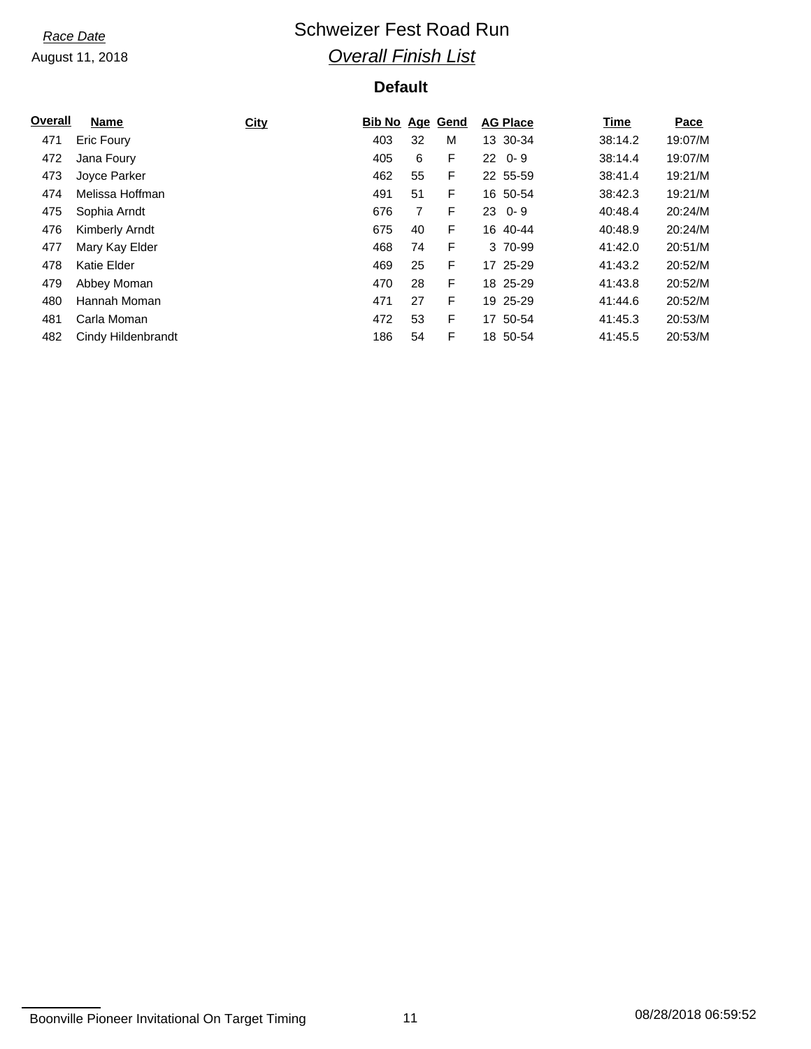*Race Date*
August 11, 2018

# Schweizer Fest Road Run

## *Overall Finish List*

### Default

| Overall | Name | City | Bib No | Age | Gend | AG Place | Time | Pace |
|---|---|---|---|---|---|---|---|---|
| 471 | Eric Foury | | 403 | 32 | M | 13 30-34 | 38:14.2 | 19:07/M |
| 472 | Jana Foury | | 405 | 6 | F | 22 0- 9 | 38:14.4 | 19:07/M |
| 473 | Joyce Parker | | 462 | 55 | F | 22 55-59 | 38:41.4 | 19:21/M |
| 474 | Melissa Hoffman | | 491 | 51 | F | 16 50-54 | 38:42.3 | 19:21/M |
| 475 | Sophia Arndt | | 676 | 7 | F | 23 0- 9 | 40:48.4 | 20:24/M |
| 476 | Kimberly Arndt | | 675 | 40 | F | 16 40-44 | 40:48.9 | 20:24/M |
| 477 | Mary Kay Elder | | 468 | 74 | F | 3 70-99 | 41:42.0 | 20:51/M |
| 478 | Katie Elder | | 469 | 25 | F | 17 25-29 | 41:43.2 | 20:52/M |
| 479 | Abbey Moman | | 470 | 28 | F | 18 25-29 | 41:43.8 | 20:52/M |
| 480 | Hannah Moman | | 471 | 27 | F | 19 25-29 | 41:44.6 | 20:52/M |
| 481 | Carla Moman | | 472 | 53 | F | 17 50-54 | 41:45.3 | 20:53/M |
| 482 | Cindy Hildenbrandt | | 186 | 54 | F | 18 50-54 | 41:45.5 | 20:53/M |

Boonville Pioneer Invitational On Target Timing

08/28/2018 06:59:52